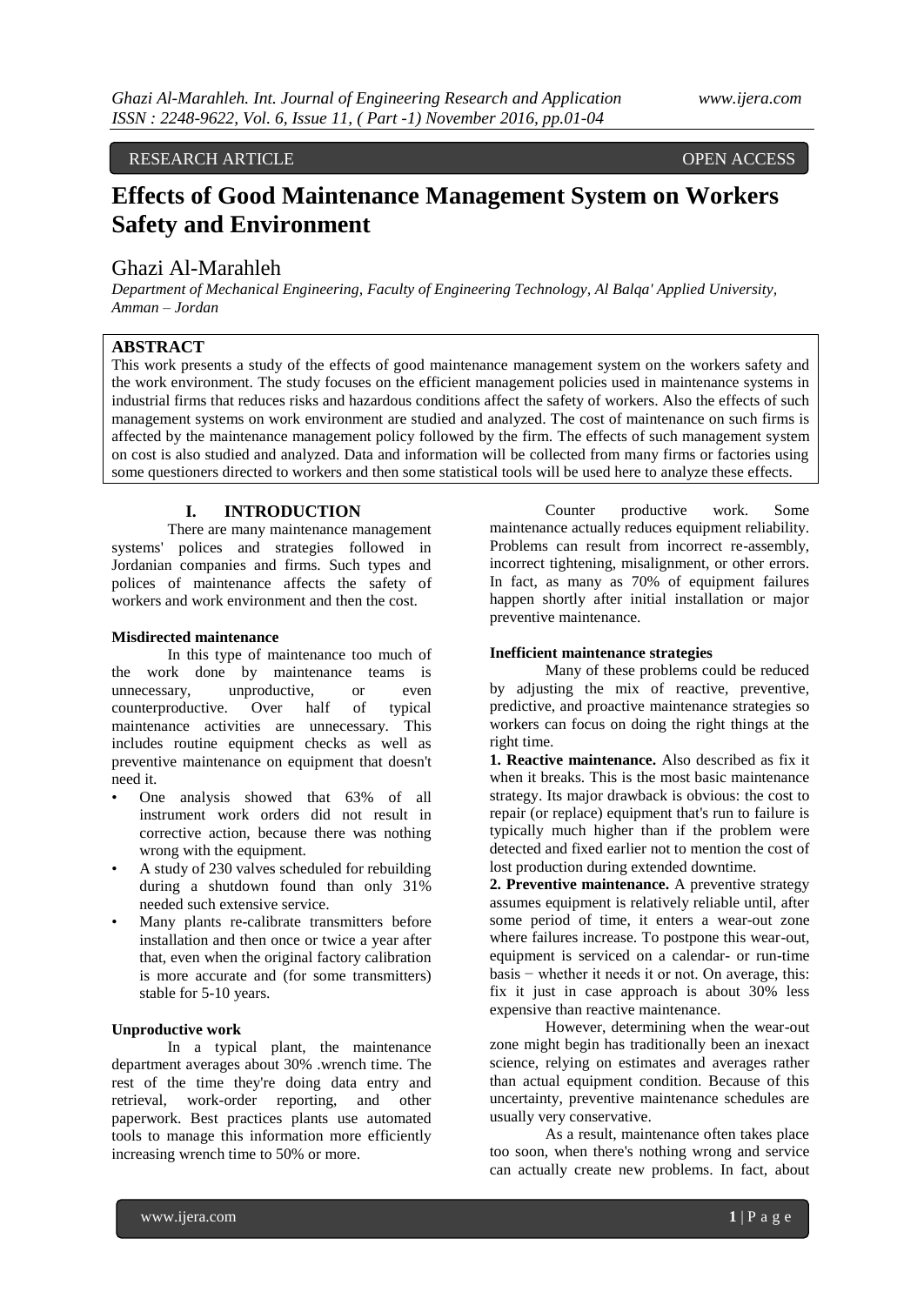RESEARCH ARTICLE OPEN ACCESS

# Effects of Good Maintenance Management System on Workers Safety and Environment

## Ghazi Al-Marahleh

*Department of Mechanical Engineering, Faculty of Engineering Technology, Al Balqa' Applied University, Amman – Jordan*

## ABSTRACT

This work presents a study of the effects of good maintenance management system on the workers safety and the work environment. The study focuses on the efficient management policies used in maintenance systems in industrial firms that reduces risks and hazardous conditions affect the safety of workers. Also the effects of such management systems on work environment are studied and analyzed. The cost of maintenance on such firms is affected by the maintenance management policy followed by the firm. The effects of such management system on cost is also studied and analyzed. Data and information will be collected from many firms or factories using some questioners directed to workers and then some statistical tools will be used here to analyze these effects.

## I. INTRODUCTION

There are many maintenance management systems' polices and strategies followed in Jordanian companies and firms. Such types and polices of maintenance affects the safety of workers and work environment and then the cost.

**Misdirected maintenance**

In this type of maintenance too much of the work done by maintenance teams is unnecessary, unproductive, or even counterproductive. Over half of typical maintenance activities are unnecessary. This includes routine equipment checks as well as preventive maintenance on equipment that doesn't need it.

- One analysis showed that 63% of all instrument work orders did not result in corrective action, because there was nothing wrong with the equipment.
- A study of 230 valves scheduled for rebuilding during a shutdown found than only 31% needed such extensive service.
- Many plants re-calibrate transmitters before installation and then once or twice a year after that, even when the original factory calibration is more accurate and (for some transmitters) stable for 5-10 years.

**Unproductive work**

In a typical plant, the maintenance department averages about 30% .wrench time. The rest of the time they're doing data entry and retrieval, work-order reporting, and other paperwork. Best practices plants use automated tools to manage this information more efficiently increasing wrench time to 50% or more.

Counter productive work. Some maintenance actually reduces equipment reliability. Problems can result from incorrect re-assembly, incorrect tightening, misalignment, or other errors. In fact, as many as 70% of equipment failures happen shortly after initial installation or major preventive maintenance.

**Inefficient maintenance strategies**

Many of these problems could be reduced by adjusting the mix of reactive, preventive, predictive, and proactive maintenance strategies so workers can focus on doing the right things at the right time.

**1. Reactive maintenance.** Also described as fix it when it breaks. This is the most basic maintenance strategy. Its major drawback is obvious: the cost to repair (or replace) equipment that's run to failure is typically much higher than if the problem were detected and fixed earlier not to mention the cost of lost production during extended downtime.

**2. Preventive maintenance.** A preventive strategy assumes equipment is relatively reliable until, after some period of time, it enters a wear-out zone where failures increase. To postpone this wear-out, equipment is serviced on a calendar- or run-time basis − whether it needs it or not. On average, this: fix it just in case approach is about 30% less expensive than reactive maintenance.

However, determining when the wear-out zone might begin has traditionally been an inexact science, relying on estimates and averages rather than actual equipment condition. Because of this uncertainty, preventive maintenance schedules are usually very conservative.

As a result, maintenance often takes place too soon, when there's nothing wrong and service can actually create new problems. In fact, about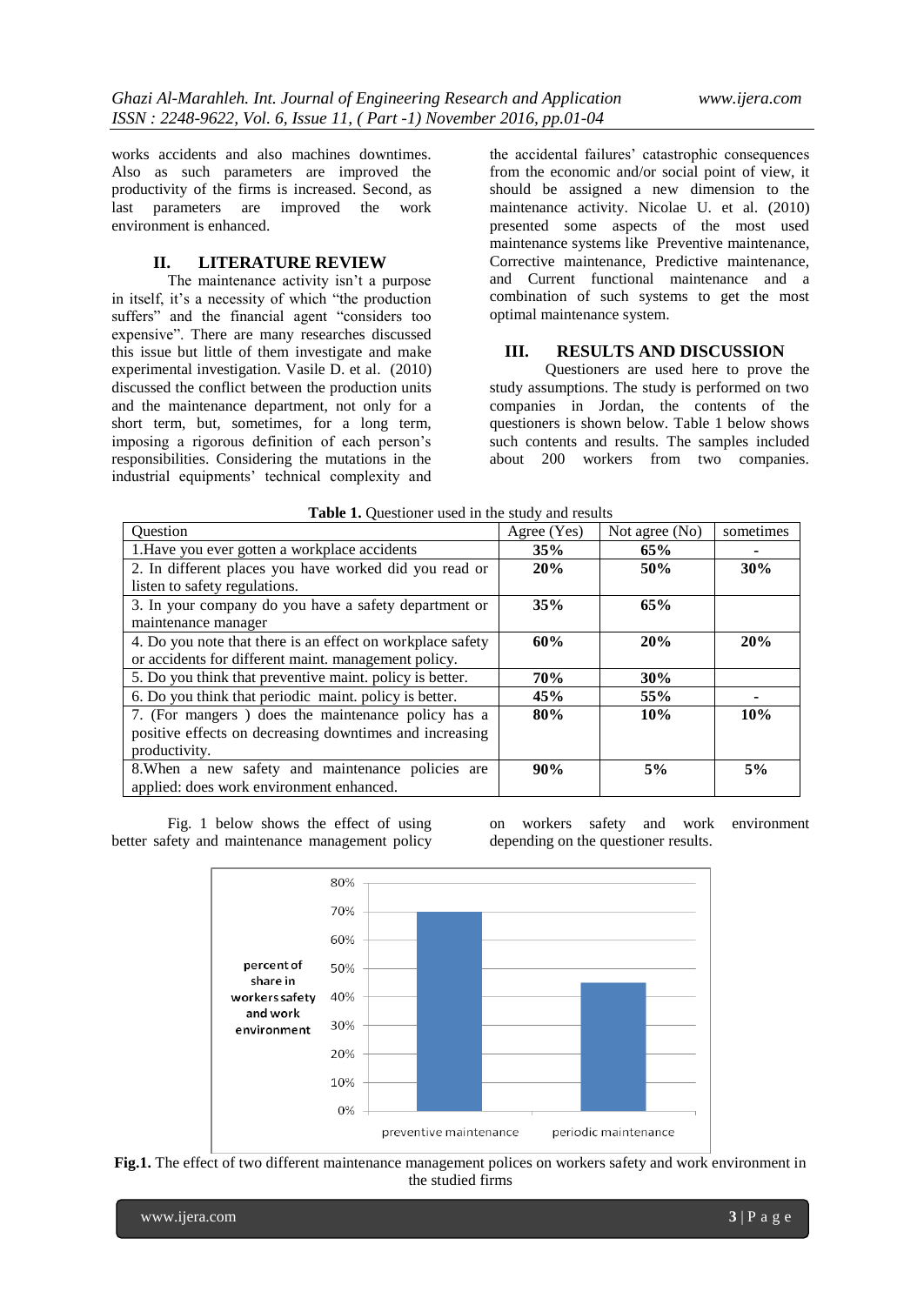works accidents and also machines downtimes. Also as such parameters are improved the productivity of the firms is increased. Second, as last parameters are improved the work environment is enhanced.

## II. LITERATURE REVIEW

The maintenance activity isn't a purpose in itself, it's a necessity of which "the production suffers" and the financial agent "considers too expensive". There are many researches discussed this issue but little of them investigate and make experimental investigation. Vasile D. et al. (2010) discussed the conflict between the production units and the maintenance department, not only for a short term, but, sometimes, for a long term, imposing a rigorous definition of each person's responsibilities. Considering the mutations in the industrial equipments' technical complexity and the accidental failures' catastrophic consequences from the economic and/or social point of view, it should be assigned a new dimension to the maintenance activity. Nicolae U. et al. (2010) presented some aspects of the most used maintenance systems like Preventive maintenance, Corrective maintenance, Predictive maintenance, and Current functional maintenance and a combination of such systems to get the most optimal maintenance system.

## III. RESULTS AND DISCUSSION

Questioners are used here to prove the study assumptions. The study is performed on two companies in Jordan, the contents of the questioners is shown below. Table 1 below shows such contents and results. The samples included about 200 workers from two companies.

**Table 1.** Questioner used in the study and results

| Question | Agree (Yes) | Not agree (No) | sometimes |
|---|---|---|---|
| 1.Have you ever gotten a workplace accidents | **35%** | **65%** | - |
| 2. In different places you have worked did you read or listen to safety regulations. | **20%** | **50%** | **30%** |
| 3. In your company do you have a safety department or maintenance manager | **35%** | **65%** | |
| 4. Do you note that there is an effect on workplace safety or accidents for different maint. management policy. | **60%** | **20%** | **20%** |
| 5. Do you think that preventive maint. policy is better. | **70%** | **30%** | |
| 6. Do you think that periodic maint. policy is better. | **45%** | **55%** | - |
| 7. (For mangers ) does the maintenance policy has a positive effects on decreasing downtimes and increasing productivity. | **80%** | **10%** | **10%** |
| 8.When a new safety and maintenance policies are applied: does work environment enhanced. | **90%** | **5%** | **5%** |

Fig. 1 below shows the effect of using better safety and maintenance management policy on workers safety and work environment depending on the questioner results.

**Fig.1.** The effect of two different maintenance management polices on workers safety and work environment in the studied firms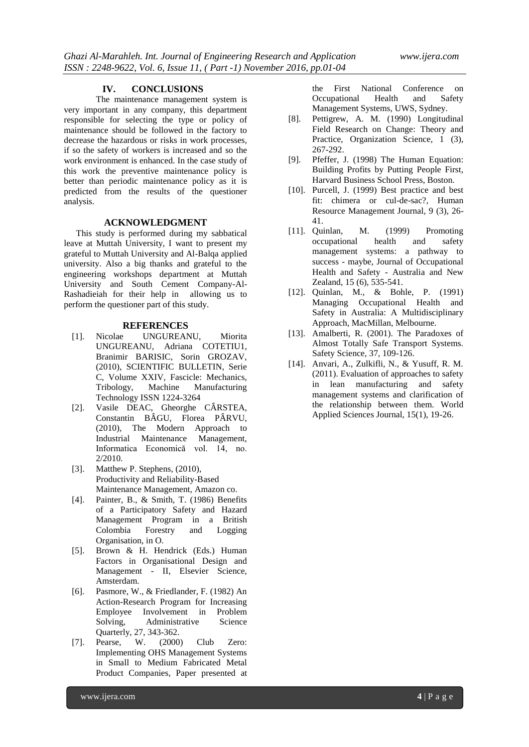## IV. CONCLUSIONS

The maintenance management system is very important in any company, this department responsible for selecting the type or policy of maintenance should be followed in the factory to decrease the hazardous or risks in work processes, if so the safety of workers is increased and so the work environment is enhanced. In the case study of this work the preventive maintenance policy is better than periodic maintenance policy as it is predicted from the results of the questioner analysis.

## ACKNOWLEDGMENT

This study is performed during my sabbatical leave at Muttah University, I want to present my grateful to Muttah University and Al-Balqa applied university. Also a big thanks and grateful to the engineering workshops department at Muttah University and South Cement Company-Al-Rashadieiah for their help in allowing us to perform the questioner part of this study.

## REFERENCES

- [1]. Nicolae UNGUREANU, Miorita UNGUREANU, Adriana COTETIU1, Branimir BARISIC, Sorin GROZAV, (2010), SCIENTIFIC BULLETIN, Serie C, Volume XXIV, Fascicle: Mechanics, Tribology, Machine Manufacturing Technology ISSN 1224-3264
- [2]. Vasile DEAC, Gheorghe CÂRSTEA, Constantin BÂGU, Florea PÂRVU, (2010), The Modern Approach to Industrial Maintenance Management, Informatica Economică vol. 14, no. 2/2010.
- [3]. Matthew P. Stephens, (2010), Productivity and Reliability-Based Maintenance Management, Amazon co.
- [4]. Painter, B., & Smith, T. (1986) Benefits of a Participatory Safety and Hazard Management Program in a British Colombia Forestry and Logging Organisation, in O.
- [5]. Brown & H. Hendrick (Eds.) Human Factors in Organisational Design and Management - II, Elsevier Science, Amsterdam.
- [6]. Pasmore, W., & Friedlander, F. (1982) An Action-Research Program for Increasing Employee Involvement in Problem Solving, Administrative Science Quarterly, 27, 343-362.
- [7]. Pearse, W. (2000) Club Zero: Implementing OHS Management Systems in Small to Medium Fabricated Metal Product Companies, Paper presented at the First National Conference on Occupational Health and Safety Management Systems, UWS, Sydney.
- [8]. Pettigrew, A. M. (1990) Longitudinal Field Research on Change: Theory and Practice, Organization Science, 1 (3), 267-292.
- [9]. Pfeffer, J. (1998) The Human Equation: Building Profits by Putting People First, Harvard Business School Press, Boston.
- [10]. Purcell, J. (1999) Best practice and best fit: chimera or cul-de-sac?, Human Resource Management Journal, 9 (3), 26-41.
- [11]. Quinlan, M. (1999) Promoting occupational health and safety management systems: a pathway to success - maybe, Journal of Occupational Health and Safety - Australia and New Zealand, 15 (6), 535-541.
- [12]. Quinlan, M., & Bohle, P. (1991) Managing Occupational Health and Safety in Australia: A Multidisciplinary Approach, MacMillan, Melbourne.
- [13]. Amalberti, R. (2001). The Paradoxes of Almost Totally Safe Transport Systems. Safety Science, 37, 109-126.
- [14]. Anvari, A., Zulkifli, N., & Yusuff, R. M. (2011). Evaluation of approaches to safety in lean manufacturing and safety management systems and clarification of the relationship between them. World Applied Sciences Journal, 15(1), 19-26.